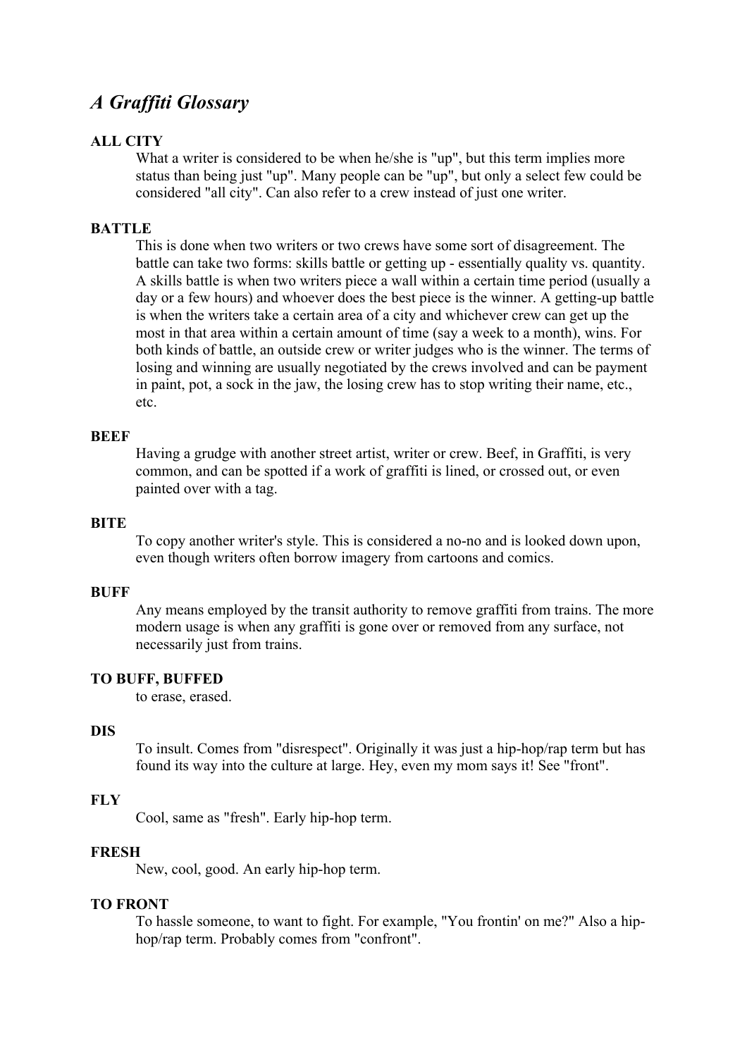# *A Graffiti Glossary*

**ALL CITY**

What a writer is considered to be when he/she is "up", but this term implies more status than being just "up". Many people can be "up", but only a select few could be considered "all city". Can also refer to a crew instead of just one writer.

**BATTLE**

This is done when two writers or two crews have some sort of disagreement. The battle can take two forms: skills battle or getting up - essentially quality vs. quantity. A skills battle is when two writers piece a wall within a certain time period (usually a day or a few hours) and whoever does the best piece is the winner. A getting-up battle is when the writers take a certain area of a city and whichever crew can get up the most in that area within a certain amount of time (say a week to a month), wins. For both kinds of battle, an outside crew or writer judges who is the winner. The terms of losing and winning are usually negotiated by the crews involved and can be payment in paint, pot, a sock in the jaw, the losing crew has to stop writing their name, etc., etc.

**BEEF**

Having a grudge with another street artist, writer or crew. Beef, in Graffiti, is very common, and can be spotted if a work of graffiti is lined, or crossed out, or even painted over with a tag.

**BITE**

To copy another writer's style. This is considered a no-no and is looked down upon, even though writers often borrow imagery from cartoons and comics.

**BUFF**

Any means employed by the transit authority to remove graffiti from trains. The more modern usage is when any graffiti is gone over or removed from any surface, not necessarily just from trains.

**TO BUFF, BUFFED**

to erase, erased.

**DIS**

To insult. Comes from "disrespect". Originally it was just a hip-hop/rap term but has found its way into the culture at large. Hey, even my mom says it! See "front".

**FLY**

Cool, same as "fresh". Early hip-hop term.

**FRESH**

New, cool, good. An early hip-hop term.

**TO FRONT**

To hassle someone, to want to fight. For example, "You frontin' on me?" Also a hip-hop/rap term. Probably comes from "confront".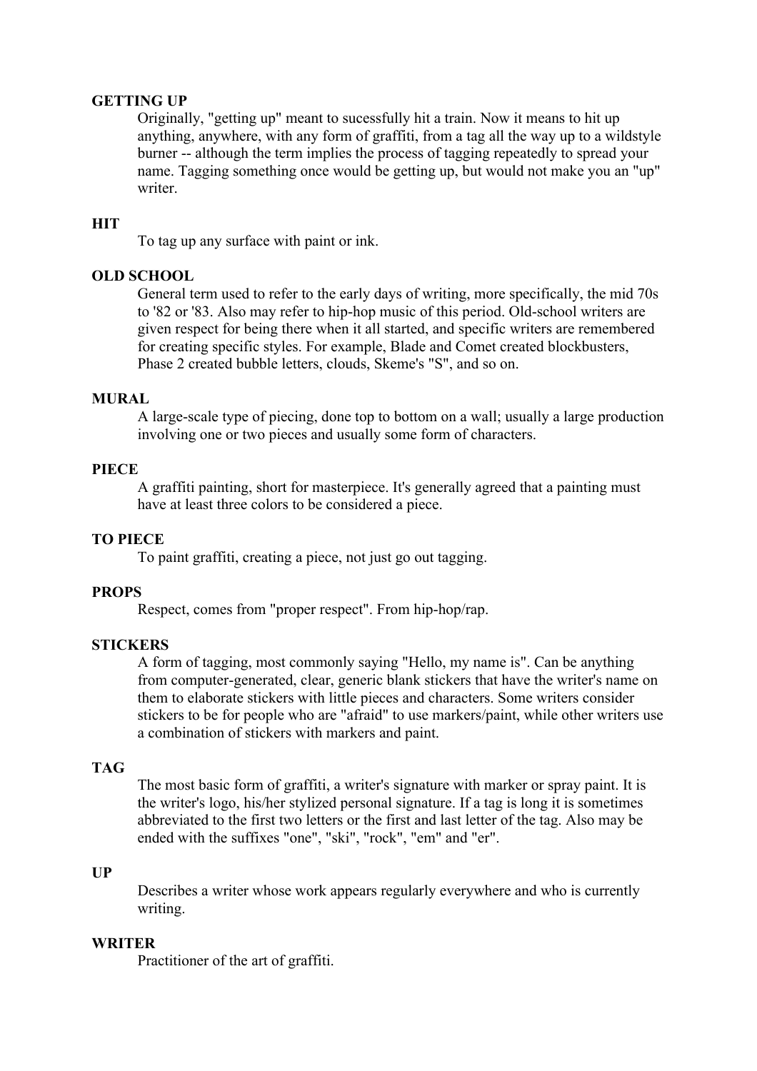**GETTING UP**

Originally, "getting up" meant to sucessfully hit a train. Now it means to hit up anything, anywhere, with any form of graffiti, from a tag all the way up to a wildstyle burner -- although the term implies the process of tagging repeatedly to spread your name. Tagging something once would be getting up, but would not make you an "up" writer.

**HIT**

To tag up any surface with paint or ink.

**OLD SCHOOL**

General term used to refer to the early days of writing, more specifically, the mid 70s to '82 or '83. Also may refer to hip-hop music of this period. Old-school writers are given respect for being there when it all started, and specific writers are remembered for creating specific styles. For example, Blade and Comet created blockbusters, Phase 2 created bubble letters, clouds, Skeme's "S", and so on.

**MURAL**

A large-scale type of piecing, done top to bottom on a wall; usually a large production involving one or two pieces and usually some form of characters.

**PIECE**

A graffiti painting, short for masterpiece. It's generally agreed that a painting must have at least three colors to be considered a piece.

**TO PIECE**

To paint graffiti, creating a piece, not just go out tagging.

**PROPS**

Respect, comes from "proper respect". From hip-hop/rap.

**STICKERS**

A form of tagging, most commonly saying "Hello, my name is". Can be anything from computer-generated, clear, generic blank stickers that have the writer's name on them to elaborate stickers with little pieces and characters. Some writers consider stickers to be for people who are "afraid" to use markers/paint, while other writers use a combination of stickers with markers and paint.

**TAG**

The most basic form of graffiti, a writer's signature with marker or spray paint. It is the writer's logo, his/her stylized personal signature. If a tag is long it is sometimes abbreviated to the first two letters or the first and last letter of the tag. Also may be ended with the suffixes "one", "ski", "rock", "em" and "er".

**UP**

Describes a writer whose work appears regularly everywhere and who is currently writing.

**WRITER**

Practitioner of the art of graffiti.